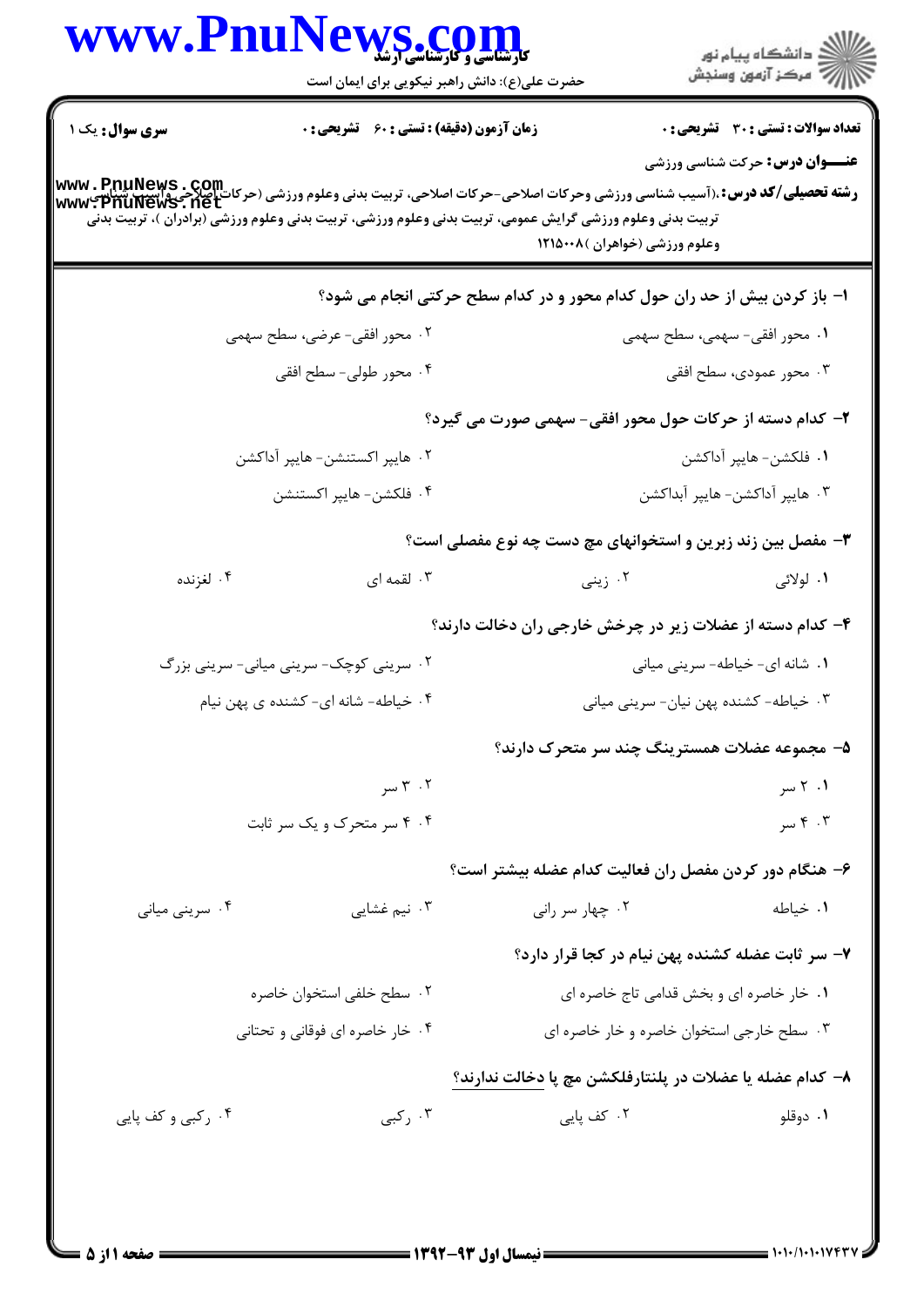**سری سوال:** یک ۱

**زمان آزمون (دقیقه) : تستی : ۶۰ تشریحی : ۰**

**تعداد سوالات : تستی : ۳۰ تشریحی : ۰**

**عنـــوان درس:** حرکت شناسی ورزشی

**رشته تحصیلی/کد درس:** (آسیب شناسی ورزشی وحرکات اصلاحی-حرکات اصلاحی، تربیت بدنی وعلوم ورزشی (حرکات اصلاحی وآسیب شناسی تربیت بدنی وعلوم ورزشی گرایش عمومی، تربیت بدنی وعلوم ورزشی، تربیت بدنی وعلوم ورزشی (برادران )، تربیت بدنی وعلوم ورزشی (خواهران )۱۲۱۵۰۰۸

**۱- باز کردن بیش از حد ران حول کدام محور و در کدام سطح حرکتی انجام می شود؟**

۱. محور افقی- سهمی، سطح سهمی

۲. محور افقی- عرضی، سطح سهمی

۳. محور عمودی، سطح افقی

۴. محور طولی- سطح افقی

**۲- کدام دسته از حرکات حول محور افقی- سهمی صورت می گیرد؟**

۱. فلکشن- هایپر آداکشن

۲. هایپر اکستنشن- هایپر آداکشن

۳. هایپر آداکشن- هایپر آبداکشن

۴. فلکشن- هایپر اکستنشن

**۳- مفصل بین زند زبرین و استخوانهای مچ دست چه نوع مفصلی است؟**

۱. لولائی

۲. زینی

۳. لقمه ای

۴. لغزنده

**۴- کدام دسته از عضلات زیر در چرخش خارجی ران دخالت دارند؟**

۱. شانه ای- خیاطه- سرینی میانی

۲. سرینی کوچک- سرینی میانی- سرینی بزرگ

۳. خیاطه- کشنده پهن نیان- سرینی میانی

۴. خیاطه- شانه ای- کشنده ی پهن نیام

**۵- مجموعه عضلات همسترینگ چند سر متحرک دارند؟**

۱. ۲ سر

۲. ۳ سر

۳. ۴ سر

۴. ۴ سر متحرک و یک سر ثابت

**۶- هنگام دور کردن مفصل ران فعالیت کدام عضله بیشتر است؟**

۱. خیاطه

۲. چهار سر رانی

۳. نیم غشایی

۴. سرینی میانی

**۷- سر ثابت عضله کشنده پهن نیام در کجا قرار دارد؟**

۱. خار خاصره ای و بخش قدامی تاج خاصره ای

۲. سطح خلفی استخوان خاصره

۳. سطح خارجی استخوان خاصره و خار خاصره ای

۴. خار خاصره ای فوقانی و تحتانی

**۸- کدام عضله یا عضلات در پلنتارفلکشن مچ پا دخالت ندارند؟**

۱. دوقلو

۲. کف پایی

۳. رکبی

۴. رکبی و کف پایی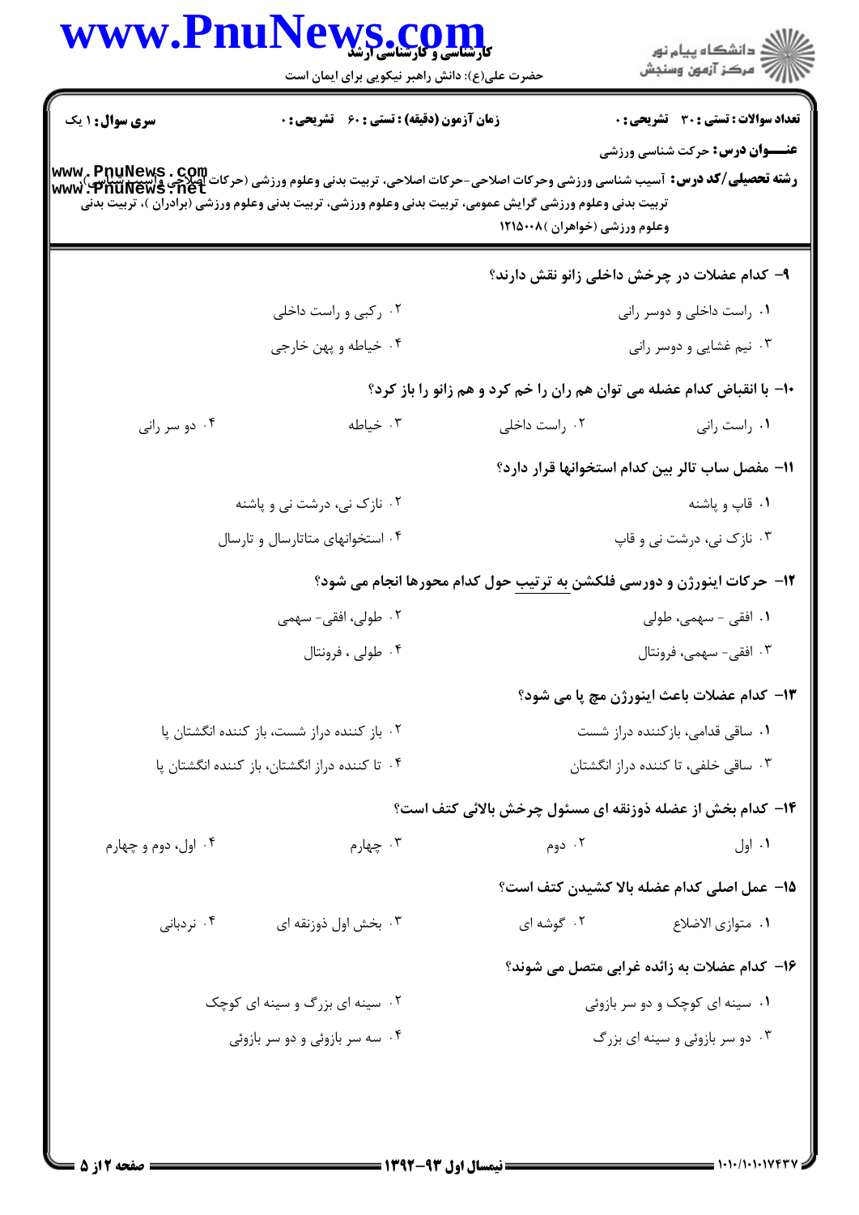**سری سوال:** ۱ یک

**زمان آزمون (دقیقه) : تستی :** ۶۰ **تشریحی :** ۰

**تعداد سوالات : تستی :** ۳۰ **تشریحی :** ۰

**عنـــوان درس:** حرکت شناسی ورزشی

**رشته تحصیلی/کد درس:** آسیب شناسی ورزشی وحرکات اصلاحی-حرکات اصلاحی، تربیت بدنی وعلوم ورزشی (حرکات اصلاحی وآسیب شناسی)، تربیت بدنی وعلوم ورزشی گرایش عمومی، تربیت بدنی وعلوم ورزشی، تربیت بدنی وعلوم ورزشی (برادران )، تربیت بدنی وعلوم ورزشی (خواهران )۱۲۱۵۰۰۸

**۹- کدام عضلات در چرخش داخلی زانو نقش دارند؟**

۱. راست داخلی و دوسر رانی

۲. رکبی و راست داخلی

۳. نیم غشایی و دوسر رانی

۴. خیاطه و پهن خارجی

**۱۰- با انقباض کدام عضله می توان هم ران را خم کرد و هم زانو را باز کرد؟**

۱. راست رانی

۲. راست داخلی

۳. خیاطه

۴. دو سر رانی

**۱۱- مفصل ساب تالر بین کدام استخوانها قرار دارد؟**

۱. قاپ و پاشنه

۲. نازک نی، درشت نی و پاشنه

۳. نازک نی، درشت نی و قاپ

۴. استخوانهای متاتارسال و تارسال

**۱۲- حرکات اینورژن و دورسی فلکشن به ترتیب حول کدام محورها انجام می شود؟**

۱. افقی - سهمی، طولی

۲. طولی، افقی- سهمی

۳. افقی- سهمی، فرونتال

۴. طولی ، فرونتال

**۱۳- کدام عضلات باعث اینورژن مچ پا می شود؟**

۱. ساقی قدامی، بازکننده دراز شست

۲. باز کننده دراز شست، باز کننده انگشتان پا

۳. ساقی خلفی، تا کننده دراز انگشتان

۴. تا کننده دراز انگشتان، باز کننده انگشتان پا

**۱۴- کدام بخش از عضله ذوزنقه ای مسئول چرخش بالائی کتف است؟**

۱. اول

۲. دوم

۳. چهارم

۴. اول، دوم و چهارم

**۱۵- عمل اصلی کدام عضله بالا کشیدن کتف است؟**

۱. متوازی الاضلاع

۲. گوشه ای

۳. بخش اول ذوزنقه ای

۴. نردبانی

**۱۶- کدام عضلات به زائده غرابی متصل می شوند؟**

۱. سینه ای کوچک و دو سر بازوئی

۲. سینه ای بزرگ و سینه ای کوچک

۳. دو سر بازوئی و سینه ای بزرگ

۴. سه سر بازوئی و دو سر بازوئی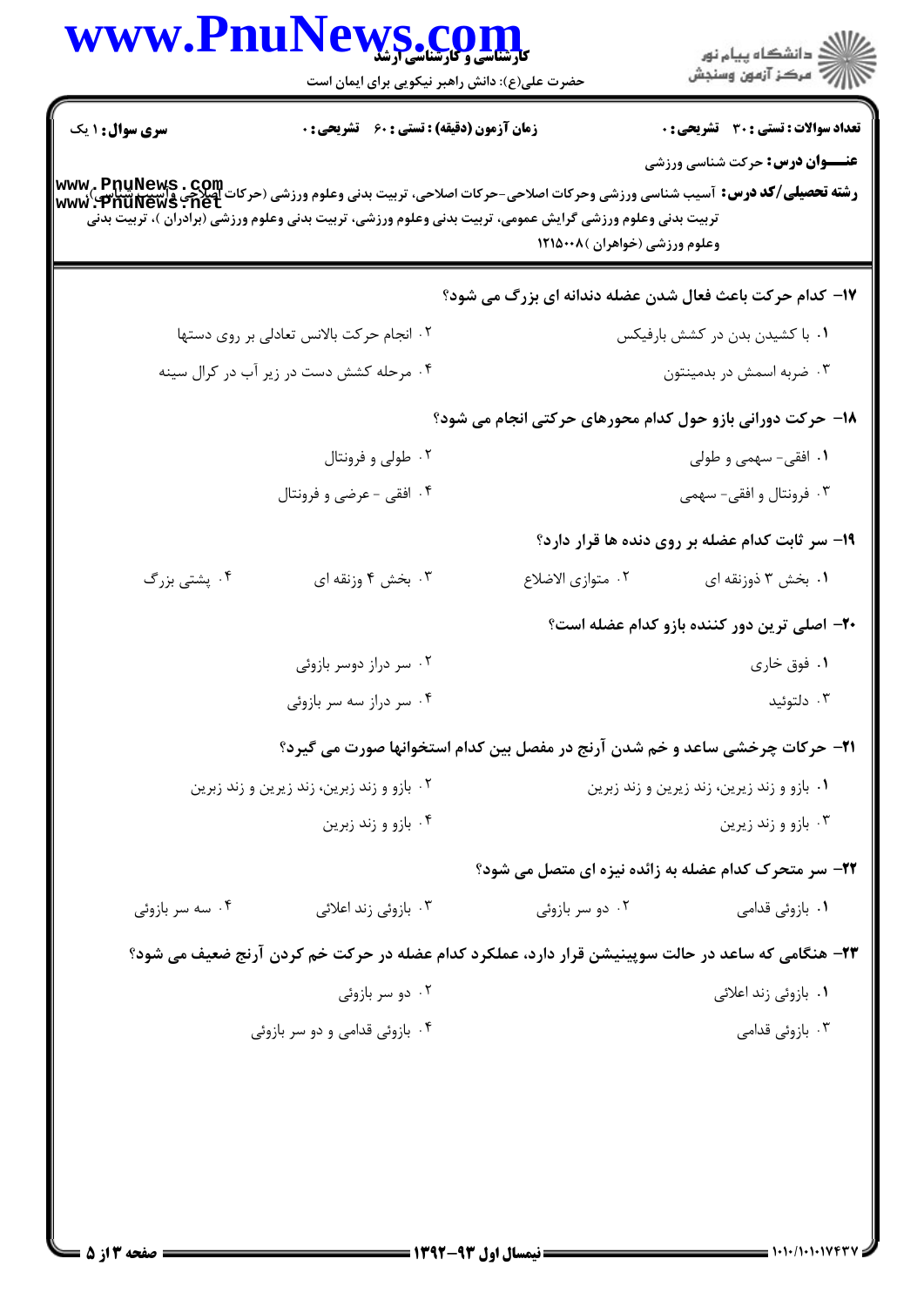**سری سوال:** ۱ یک

**زمان آزمون (دقیقه) : تستی : ۶۰  تشریحی : ۰**

**تعداد سوالات : تستی : ۳۰  تشریحی : ۰**

**عنـــوان درس:** حرکت شناسی ورزشی

**رشته تحصیلی/کد درس:** آسیب شناسی ورزشی وحرکات اصلاحی-حرکات اصلاحی، تربیت بدنی وعلوم ورزشی (حرکات اصلاحی وآسیب شناسی)، تربیت بدنی وعلوم ورزشی گرایش عمومی، تربیت بدنی وعلوم ورزشی، تربیت بدنی وعلوم ورزشی (برادران )، تربیت بدنی وعلوم ورزشی (خواهران )۱۲۱۵۰۰۸

۱۷- کدام حرکت باعث فعال شدن عضله دندانه ای بزرگ می شود؟

۱. با کشیدن بدن در کشش بارفیکس

۲. انجام حرکت بالانس تعادلی بر روی دستها

۳. ضربه اسمش در بدمینتون

۴. مرحله کشش دست در زیر آب در کرال سینه

۱۸- حرکت دورانی بازو حول کدام محورهای حرکتی انجام می شود؟

۱. افقی- سهمی و طولی

۲. طولی و فرونتال

۳. فرونتال و افقی- سهمی

۴. افقی - عرضی و فرونتال

۱۹- سر ثابت کدام عضله بر روی دنده ها قرار دارد؟

۱. بخش ۳ ذوزنقه ای

۲. متوازی الاضلاع

۳. بخش ۴ وزنقه ای

۴. پشتی بزرگ

۲۰- اصلی ترین دور کننده بازو کدام عضله است؟

۱. فوق خاری

۲. سر دراز دوسر بازوئی

۳. دلتوئید

۴. سر دراز سه سر بازوئی

۲۱- حرکات چرخشی ساعد و خم شدن آرنج در مفصل بین کدام استخوانها صورت می گیرد؟

۱. بازو و زند زبرین، زند زیرین و زند زبرین

۲. بازو و زند زبرین، زند زیرین و زند زبرین

۳. بازو و زند زبرین

۴. بازو و زند زبرین

۲۲- سر متحرک کدام عضله به زائده نیزه ای متصل می شود؟

۱. بازوئی قدامی

۲. دو سر بازوئی

۳. بازوئی زند اعلائی

۴. سه سر بازوئی

۲۳- هنگامی که ساعد در حالت سوپینیشن قرار دارد، عملکرد کدام عضله در حرکت خم کردن آرنج ضعیف می شود؟

۱. بازوئی زند اعلائی

۲. دو سر بازوئی

۳. بازوئی قدامی

۴. بازوئی قدامی و دو سر بازوئی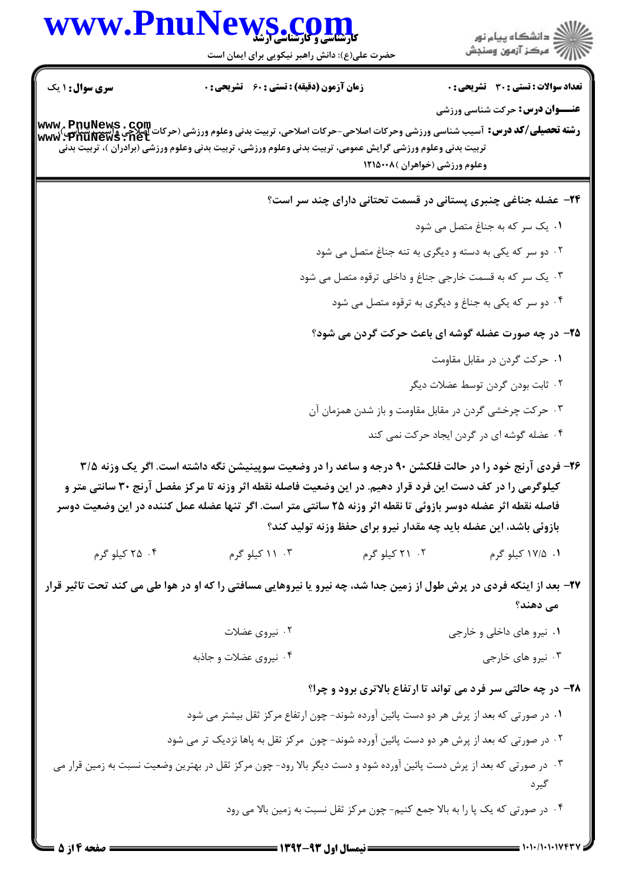**تعداد سوالات : تستی : ۳۰ تشریحی : ۰** | **زمان آزمون (دقیقه) : تستی : ۶۰ تشریحی : ۰** | **سری سوال : ۱ یک**

**عنـــوان درس:** حرکت شناسی ورزشی

**رشته تحصیلی/کد درس:** آسیب شناسی ورزشی وحرکات اصلاحی-حرکات اصلاحی، تربیت بدنی وعلوم ورزشی (حرکات اصلاحی و آسیب شناسی)، تربیت بدنی وعلوم ورزشی گرایش عمومی، تربیت بدنی وعلوم ورزشی، تربیت بدنی وعلوم ورزشی (برادران )، تربیت بدنی وعلوم ورزشی (خواهران )۱۲۱۵۰۰۸

**۲۴- عضله جناغی چنبری پستانی در قسمت تحتانی دارای چند سر است؟**

۱. یک سر که به جناغ متصل می شود

۲. دو سر که یکی به دسته و دیگری به تنه جناغ متصل می شود

۳. یک سر که به قسمت خارجی جناغ و داخلی ترقوه متصل می شود

۴. دو سر که یکی به جناغ و دیگری به ترقوه متصل می شود

**۲۵- در چه صورت عضله گوشه ای باعث حرکت گردن می شود؟**

۱. حرکت گردن در مقابل مقاومت

۲. ثابت بودن گردن توسط عضلات دیگر

۳. حرکت چرخشی گردن در مقابل مقاومت و باز شدن همزمان آن

۴. عضله گوشه ای در گردن ایجاد حرکت نمی کند

**۲۶- فردی آرنج خود را در حالت فلکشن ۹۰ درجه و ساعد را در وضعیت سوپینیشن نگه داشته است. اگر یک وزنه ۳/۵ کیلوگرمی را در کف دست این فرد قرار دهیم. در این وضعیت فاصله نقطه اثر وزنه تا مرکز مفصل آرنج ۳۰ سانتی متر و فاصله نقطه اثر عضله دوسر بازوئی تا نقطه اثر وزنه ۲۵ سانتی متر است. اگر تنها عضله عمل کننده در این وضعیت دوسر بازوئی باشد، این عضله باید چه مقدار نیرو برای حفظ وزنه تولید کند؟**

۱. ۱۷/۵ کیلو گرم

۲. ۲۱ کیلو گرم

۳. ۱۱ کیلو گرم

۴. ۲۵ کیلو گرم

**۲۷- بعد از اینکه فردی در پرش طول از زمین جدا شد، چه نیرو یا نیروهایی مسافتی را که او در هوا طی می کند تحت تاثیر قرار می دهند؟**

۱. نیرو های داخلی و خارجی

۲. نیروی عضلات

۳. نیرو های خارجی

۴. نیروی عضلات و جاذبه

**۲۸- در چه حالتی سر فرد می تواند تا ارتفاع بالاتری برود و چرا؟**

۱. در صورتی که بعد از پرش هر دو دست پائین آورده شوند- چون ارتفاع مرکز ثقل بیشتر می شود

۲. در صورتی که بعد از پرش هر دو دست پائین آورده شوند- چون مرکز ثقل به پاها نزدیک تر می شود

۳. در صورتی که بعد از پرش دست پائین آورده شود و دست دیگر بالا رود- چون مرکز ثقل در بهترین وضعیت نسبت به زمین قرار می گیرد

۴. در صورتی که یک پا را به بالا جمع کنیم- چون مرکز ثقل نسبت به زمین بالا می رود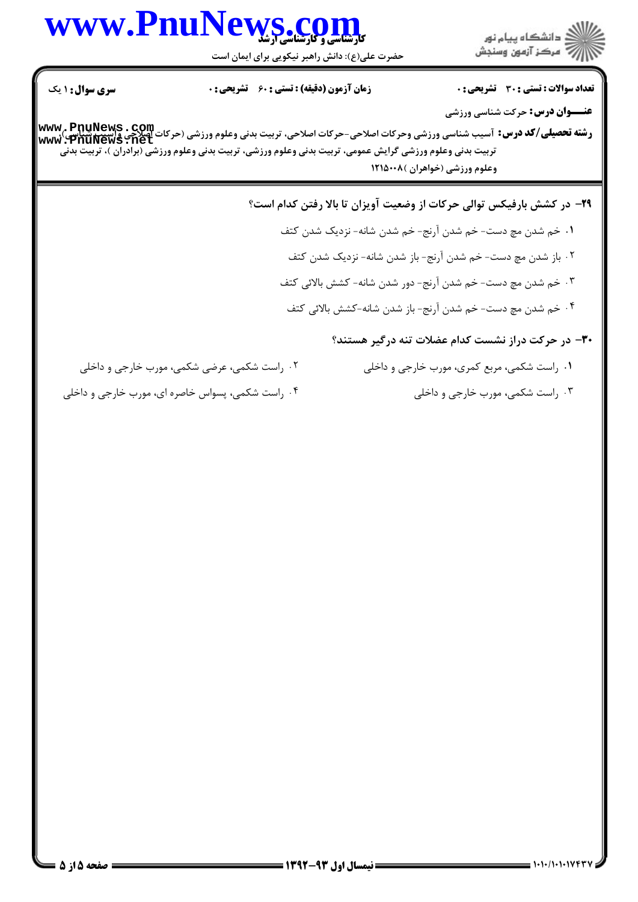**تعداد سوالات : تستی : ۳۰ تشریحی : ۰** | **زمان آزمون (دقیقه) : تستی : ۶۰ تشریحی : ۰** | **سری سوال : ۱ یک**

**عنـــوان درس:** حرکت شناسی ورزشی

**رشته تحصیلی/کد درس:** آسیب شناسی ورزشی وحرکات اصلاحی-حرکات اصلاحی، تربیت بدنی وعلوم ورزشی (حرکات اصلاحی وآسیب شناسی)، تربیت بدنی وعلوم ورزشی گرایش عمومی، تربیت بدنی وعلوم ورزشی، تربیت بدنی وعلوم ورزشی (برادران )، تربیت بدنی وعلوم ورزشی (خواهران )۱۲۱۵۰۰۸

**۲۹- در کشش بارفیکس توالی حرکات از وضعیت آویزان تا بالا رفتن کدام است؟**

۱. خم شدن مچ دست- خم شدن آرنج- خم شدن شانه- نزدیک شدن کتف

۲. باز شدن مچ دست- خم شدن آرنج- باز شدن شانه- نزدیک شدن کتف

۳. خم شدن مچ دست- خم شدن آرنج- دور شدن شانه- کشش بالائی کتف

۴. خم شدن مچ دست- خم شدن آرنج- باز شدن شانه-کشش بالائی کتف

**۳۰- در حرکت دراز نشست کدام عضلات تنه درگیر هستند؟**

۱. راست شکمی، مربع کمری، مورب خارجی و داخلی

۲. راست شکمی، عرضی شکمی، مورب خارجی و داخلی

۳. راست شکمی، مورب خارجی و داخلی

۴. راست شکمی، پسواس خاصره ای، مورب خارجی و داخلی